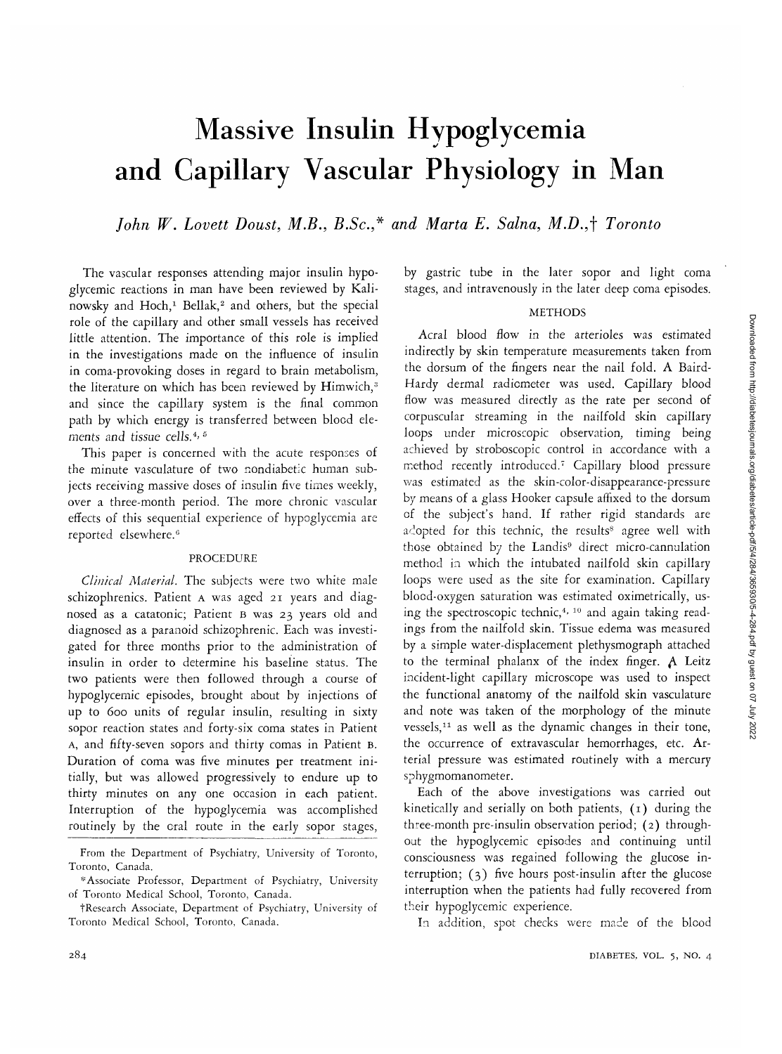# Massive Insulin Hypoglycemia and Capillary Vascular Physiology in Man

*John W. Lovett Doust, M.B., B.Sc.,\* and Marta E. Salna, M.D.,† Toronto*

The vascular responses attending major insulin hypoglycemic reactions in man have been reviewed by Kalinowsky and Hoch,[1] Bellak,[2] and others, but the special role of the capillary and other small vessels has received little attention. The importance of this role is implied in the investigations made on the influence of insulin in coma-provoking doses in regard to brain metabolism, the literature on which has been reviewed by Himwich,[3] and since the capillary system is the final common path by which energy is transferred between blood elements and tissue cells.[4, 5]

This paper is concerned with the acute responses of the minute vasculature of two nondiabetic human subjects receiving massive doses of insulin five times weekly, over a three-month period. The more chronic vascular effects of this sequential experience of hypoglycemia are reported elsewhere.[6]

## PROCEDURE

*Clinical Material.* The subjects were two white male schizophrenics. Patient A was aged 21 years and diagnosed as a catatonic; Patient B was 23 years old and diagnosed as a paranoid schizophrenic. Each was investigated for three months prior to the administration of insulin in order to determine his baseline status. The two patients were then followed through a course of hypoglycemic episodes, brought about by injections of up to 600 units of regular insulin, resulting in sixty sopor reaction states and forty-six coma states in Patient A, and fifty-seven sopors and thirty comas in Patient B. Duration of coma was five minutes per treatment initially, but was allowed progressively to endure up to thirty minutes on any one occasion in each patient. Interruption of the hypoglycemia was accomplished routinely by the oral route in the early sopor stages, by gastric tube in the later sopor and light coma stages, and intravenously in the later deep coma episodes.

## METHODS

Acral blood flow in the arterioles was estimated indirectly by skin temperature measurements taken from the dorsum of the fingers near the nail fold. A Baird-Hardy dermal radiometer was used. Capillary blood flow was measured directly as the rate per second of corpuscular streaming in the nailfold skin capillary loops under microscopic observation, timing being achieved by stroboscopic control in accordance with a method recently introduced.[7] Capillary blood pressure was estimated as the skin-color-disappearance-pressure by means of a glass Hooker capsule affixed to the dorsum of the subject's hand. If rather rigid standards are adopted for this technic, the results[8] agree well with those obtained by the Landis[9] direct micro-cannulation method in which the intubated nailfold skin capillary loops were used as the site for examination. Capillary blood-oxygen saturation was estimated oximetrically, using the spectroscopic technic,[4, 10] and again taking readings from the nailfold skin. Tissue edema was measured by a simple water-displacement plethysmograph attached to the terminal phalanx of the index finger. A Leitz incident-light capillary microscope was used to inspect the functional anatomy of the nailfold skin vasculature and note was taken of the morphology of the minute vessels,[11] as well as the dynamic changes in their tone, the occurrence of extravascular hemorrhages, etc. Arterial pressure was estimated routinely with a mercury sphygmomanometer.

Each of the above investigations was carried out kinetically and serially on both patients, (1) during the three-month pre-insulin observation period; (2) throughout the hypoglycemic episodes and continuing until consciousness was regained following the glucose interruption; (3) five hours post-insulin after the glucose interruption when the patients had fully recovered from their hypoglycemic experience.

In addition, spot checks were made of the blood

---

From the Department of Psychiatry, University of Toronto, Toronto, Canada.

\*Associate Professor, Department of Psychiatry, University of Toronto Medical School, Toronto, Canada.

†Research Associate, Department of Psychiatry, University of Toronto Medical School, Toronto, Canada.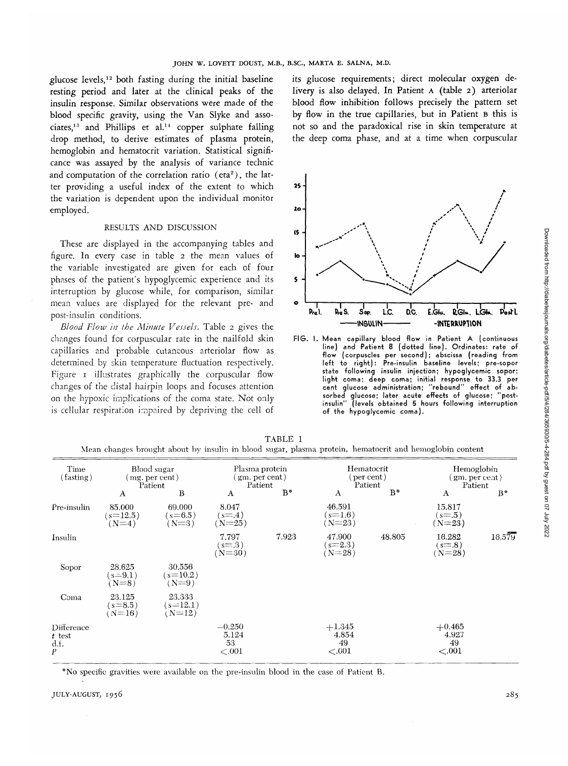glucose levels,[12] both fasting during the initial baseline resting period and later at the clinical peaks of the insulin response. Similar observations were made of the blood specific gravity, using the Van Slyke and associates,[13] and Phillips et al.[14] copper sulphate falling drop method, to derive estimates of plasma protein, hemoglobin and hematocrit variation. Statistical significance was assayed by the analysis of variance technic and computation of the correlation ratio ($eta^2$), the latter providing a useful index of the extent to which the variation is dependent upon the individual monitor employed.

## RESULTS AND DISCUSSION

These are displayed in the accompanying tables and figure. In every case in table 2 the mean values of the variable investigated are given for each of four phases of the patient's hypoglycemic experience and its interruption by glucose while, for comparison, similar mean values are displayed for the relevant pre- and post-insulin conditions.

*Blood Flow in the Minute Vessels.* Table 2 gives the changes found for corpuscular rate in the nailfold skin capillaries and probable cutaneous arteriolar flow as determined by skin temperature fluctuation respectively. Figure 1 illustrates graphically the corpuscular flow changes of the distal hairpin loops and focuses attention on the hypoxic implications of the coma state. Not only is cellular respiration impaired by depriving the cell of its glucose requirements; direct molecular oxygen delivery is also delayed. In Patient A (table 2) arteriolar blood flow inhibition follows precisely the pattern set by flow in the true capillaries, but in Patient B this is not so and the paradoxical rise in skin temperature at the deep coma phase, and at a time when corpuscular

FIG. 1. Mean capillary blood flow in Patient A (continuous line) and Patient B (dotted line). Ordinates: rate of flow (corpuscles per second); abscissa (reading from left to right): Pre-insulin baseline levels; pre-sopor state following insulin injection; hypoglycemic sopor; light coma; deep coma; initial response to 33.3 per cent glucose administration; "rebound" effect of absorbed glucose; later acute effects of glucose; "post-insulin" (levels obtained 5 hours following interruption of the hypoglycemic coma).

TABLE 1
Mean changes brought about by insulin in blood sugar, plasma protein, hematocrit and hemoglobin content

| Time (fasting) | Blood sugar (mg. per cent) Patient | | Plasma protein (gm. per cent) Patient | | Hematocrit (per cent) Patient | | Hemoglobin (gm. per cent) Patient | |
|---|---|---|---|---|---|---|---|---|
| | A | B | A | B* | A | B* | A | B* |
| Pre-insulin | 85.000 (s=12.5) (N=4) | 69.000 (s=6.5) (N=3) | 8.047 (s=.4) (N=25) | | 46.591 (s=1.6) (N=23) | | 15.817 (s=.5) (N=23) | |
| Insulin | | | 7.797 (s=.3) (N=30) | 7.923 | 47.900 (s=2.3) (N=28) | 48.805 | 16.282 (s=.8) (N=28) | 16.579 |
| Sopor | 28.625 (s=9.1) (N=8) | 30.556 (s=10.2) (N=9) | | | | | | |
| Coma | 23.125 (s=8.5) (N=16) | 23.333 (s=12.1) (N=12) | | | | | | |
| Difference | | | −0.250 | | +1.345 | | +0.465 | |
| *t* test | | | 5.124 | | 4.854 | | 4.927 | |
| d.f. | | | 53 | | 49 | | 49 | |
| *P* | | | <.001 | | <.001 | | <.001 | |

*No specific gravities were available on the pre-insulin blood in the case of Patient B.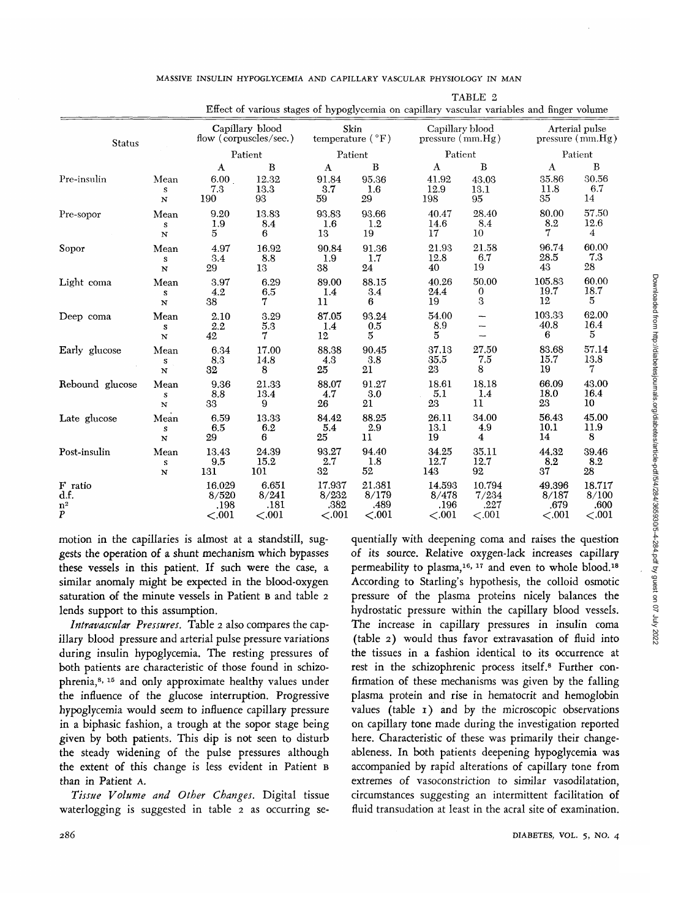TABLE 2

Effect of various stages of hypoglycemia on capillary vascular variables and finger volume

| Status | | Capillary blood flow (corpuscles/sec.) | | Skin temperature (°F) | | Capillary blood pressure (mm.Hg) | | Arterial pulse pressure (mm.Hg) | |
|---|---|---|---|---|---|---|---|---|---|
| | | Patient | | Patient | | Patient | | Patient | |
| | | A | B | A | B | A | B | A | B |
| Pre-insulin | Mean | 6.00 | 12.32 | 91.84 | 95.36 | 41.92 | 43.03 | 35.86 | 30.56 |
| | s | 7.3 | 13.3 | 3.7 | 1.6 | 12.9 | 13.1 | 11.8 | 6.7 |
| | N | 190 | 93 | 59 | 29 | 198 | 95 | 35 | 14 |
| Pre-sopor | Mean | 9.20 | 13.83 | 93.83 | 93.66 | 40.47 | 28.40 | 80.00 | 57.50 |
| | s | 1.9 | 8.4 | 1.6 | 1.2 | 14.6 | 8.4 | 8.2 | 12.6 |
| | N | 5 | 6 | 13 | 19 | 17 | 10 | 7 | 4 |
| Sopor | Mean | 4.97 | 16.92 | 90.84 | 91.36 | 21.93 | 21.58 | 96.74 | 60.00 |
| | s | 3.4 | 8.8 | 1.9 | 1.7 | 12.8 | 6.7 | 28.5 | 7.3 |
| | N | 29 | 13 | 38 | 24 | 40 | 19 | 43 | 28 |
| Light coma | Mean | 3.97 | 6.29 | 89.00 | 88.15 | 40.26 | 50.00 | 105.83 | 60.00 |
| | s | 4.2 | 6.5 | 1.4 | 3.4 | 24.4 | 0 | 19.7 | 18.7 |
| | N | 38 | 7 | 11 | 6 | 19 | 3 | 12 | 5 |
| Deep coma | Mean | 2.10 | 3.29 | 87.05 | 93.24 | 54.00 | — | 103.33 | 62.00 |
| | s | 2.2 | 5.3 | 1.4 | 0.5 | 8.9 | — | 40.8 | 16.4 |
| | N | 42 | 7 | 12 | 5 | 5 | — | 6 | 5 |
| Early glucose | Mean | 6.34 | 17.00 | 88.38 | 90.45 | 37.13 | 27.50 | 83.68 | 57.14 |
| | s | 8.3 | 14.8 | 4.3 | 3.8 | 35.5 | 7.5 | 15.7 | 13.8 |
| | N | 32 | 8 | 25 | 21 | 23 | 8 | 19 | 7 |
| Rebound glucose | Mean | 9.36 | 21.33 | 88.07 | 91.27 | 18.61 | 18.18 | 66.09 | 43.00 |
| | s | 8.8 | 13.4 | 4.7 | 3.0 | 5.1 | 1.4 | 18.0 | 16.4 |
| | N | 33 | 9 | 26 | 21 | 23 | 11 | 23 | 10 |
| Late glucose | Mean | 6.59 | 13.33 | 84.42 | 88.25 | 26.11 | 34.00 | 56.43 | 45.00 |
| | s | 6.5 | 6.2 | 5.4 | 2.9 | 13.1 | 4.9 | 10.1 | 11.9 |
| | N | 29 | 6 | 25 | 11 | 19 | 4 | 14 | 8 |
| Post-insulin | Mean | 13.43 | 24.39 | 93.27 | 94.40 | 34.25 | 35.11 | 44.32 | 39.46 |
| | s | 9.5 | 15.2 | 2.7 | 1.8 | 12.7 | 12.7 | 8.2 | 8.2 |
| | N | 131 | 101 | 32 | 52 | 143 | 92 | 37 | 28 |
| F ratio | | 16.029 | 6.651 | 17.937 | 21.381 | 14.593 | 10.794 | 49.396 | 18.717 |
| d.f. | | 8/520 | 8/241 | 8/232 | 8/179 | 8/478 | 7/234 | 8/187 | 8/100 |
| $\eta^2$ | | .198 | .181 | .382 | .489 | .196 | .227 | .679 | .600 |
| P | | <.001 | <.001 | <.001 | <.001 | <.001 | <.001 | <.001 | <.001 |

motion in the capillaries is almost at a standstill, suggests the operation of a shunt mechanism which bypasses these vessels in this patient. If such were the case, a similar anomaly might be expected in the blood-oxygen saturation of the minute vessels in Patient B and table 2 lends support to this assumption.

*Intravascular Pressures.* Table 2 also compares the capillary blood pressure and arterial pulse pressure variations during insulin hypoglycemia. The resting pressures of both patients are characteristic of those found in schizophrenia,[8, 15] and only approximate healthy values under the influence of the glucose interruption. Progressive hypoglycemia would seem to influence capillary pressure in a biphasic fashion, a trough at the sopor stage being given by both patients. This dip is not seen to disturb the steady widening of the pulse pressures although the extent of this change is less evident in Patient B than in Patient A.

*Tissue Volume and Other Changes.* Digital tissue waterlogging is suggested in table 2 as occurring sequentially with deepening coma and raises the question of its source. Relative oxygen-lack increases capillary permeability to plasma,[16, 17] and even to whole blood.[18] According to Starling's hypothesis, the colloid osmotic pressure of the plasma proteins nicely balances the hydrostatic pressure within the capillary blood vessels. The increase in capillary pressures in insulin coma (table 2) would thus favor extravasation of fluid into the tissues in a fashion identical to its occurrence at rest in the schizophrenic process itself.[8] Further confirmation of these mechanisms was given by the falling plasma protein and rise in hematocrit and hemoglobin values (table 1) and by the microscopic observations on capillary tone made during the investigation reported here. Characteristic of these was primarily their changeableness. In both patients deepening hypoglycemia was accompanied by rapid alterations of capillary tone from extremes of vasoconstriction to similar vasodilatation, circumstances suggesting an intermittent facilitation of fluid transudation at least in the acral site of examination.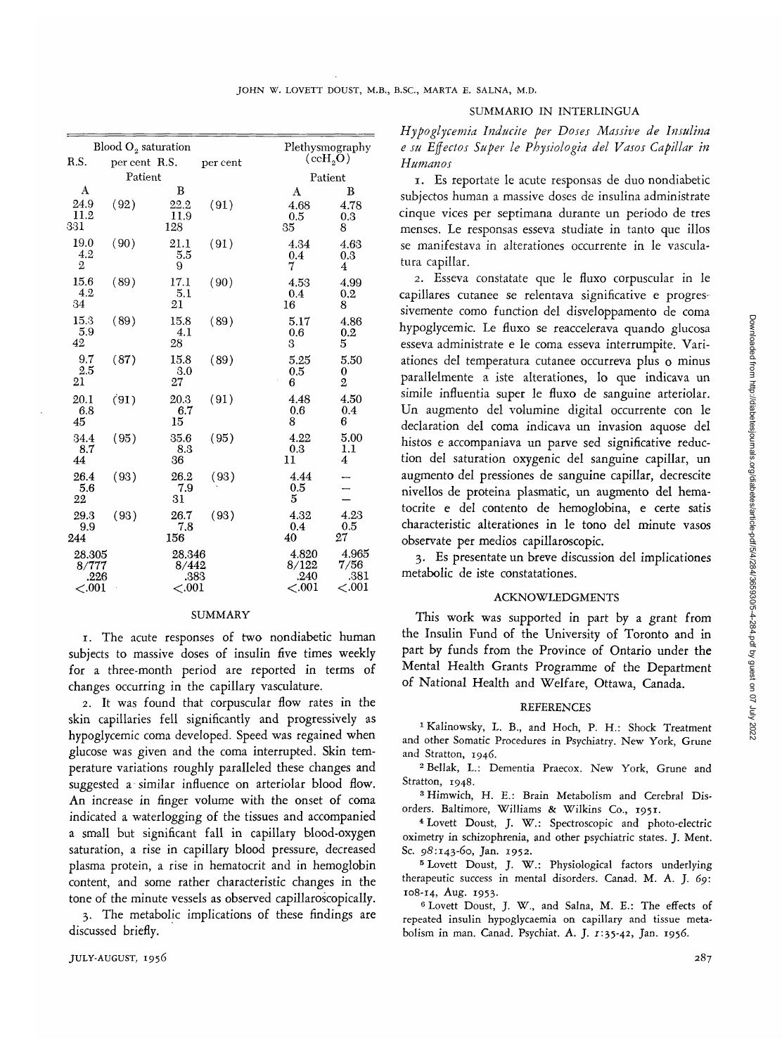| Blood $O_2$ saturation | | | | Plethysmography ($ccH_2O$) | |
|---|---|---|---|---|---|
| R.S. | per cent | R.S. | per cent | | |
| Patient | | | | Patient | |
| A | | B | | A | B |
| 24.9<br>11.2<br>331 | (92) | 22.2<br>11.9<br>128 | (91) | 4.68<br>0.5<br>35 | 4.78<br>0.3<br>8 |
| 19.0<br>4.2<br>2 | (90) | 21.1<br>5.5<br>9 | (91) | 4.34<br>0.4<br>7 | 4.63<br>0.3<br>4 |
| 15.6<br>4.2<br>34 | (89) | 17.1<br>5.1<br>21 | (90) | 4.53<br>0.4<br>16 | 4.99<br>0.2<br>8 |
| 15.3<br>5.9<br>42 | (89) | 15.8<br>4.1<br>28 | (89) | 5.17<br>0.6<br>3 | 4.86<br>0.2<br>5 |
| 9.7<br>2.5<br>21 | (87) | 15.8<br>3.0<br>27 | (89) | 5.25<br>0.5<br>6 | 5.50<br>0<br>2 |
| 20.1<br>6.8<br>45 | (91) | 20.3<br>6.7<br>15 | (91) | 4.48<br>0.6<br>8 | 4.50<br>0.4<br>6 |
| 34.4<br>8.7<br>44 | (95) | 35.6<br>8.3<br>36 | (95) | 4.22<br>0.3<br>11 | 5.00<br>1.1<br>4 |
| 26.4<br>5.6<br>22 | (93) | 26.2<br>7.9<br>31 | (93) | 4.44<br>0.5<br>5 | —<br>—<br>— |
| 29.3<br>9.9<br>244 | (93) | 26.7<br>7.8<br>156 | (93) | 4.32<br>0.4<br>40 | 4.23<br>0.5<br>27 |
| 28.305<br>8/777<br>.226<br>$<.001$ | | 28.346<br>8/442<br>.383<br>$<.001$ | | 4.820<br>8/122<br>.240<br>$<.001$ | 4.965<br>7/56<br>.381<br>$<.001$ |

## SUMMARY

1. The acute responses of two nondiabetic human subjects to massive doses of insulin five times weekly for a three-month period are reported in terms of changes occurring in the capillary vasculature.

2. It was found that corpuscular flow rates in the skin capillaries fell significantly and progressively as hypoglycemic coma developed. Speed was regained when glucose was given and the coma interrupted. Skin temperature variations roughly paralleled these changes and suggested a similar influence on arteriolar blood flow. An increase in finger volume with the onset of coma indicated a waterlogging of the tissues and accompanied a small but significant fall in capillary blood-oxygen saturation, a rise in capillary blood pressure, decreased plasma protein, a rise in hematocrit and in hemoglobin content, and some rather characteristic changes in the tone of the minute vessels as observed capillaroscopically.

3. The metabolic implications of these findings are discussed briefly.

## SUMMARIO IN INTERLINGUA

*Hypoglycemia Inducite per Doses Massive de Insulina e su Effectos Super le Physiologia del Vasos Capillar in Humanos*

1. Es reportate le acute responsas de duo nondiabetic subjectos human a massive doses de insulina administrate cinque vices per septimana durante un periodo de tres menses. Le responsas esseva studiate in tanto que illos se manifestava in alterationes occurrente in le vasculatura capillar.

2. Esseva constatate que le fluxo corpuscular in le capillares cutanee se relentava significative e progressivemente como function del disveloppamento de coma hypoglycemic. Le fluxo se reaccelerava quando glucosa esseva administrate e le coma esseva interrumpite. Variationes del temperatura cutanee occurreva plus o minus parallelmente a iste alterationes, lo que indicava un simile influentia super le fluxo de sanguine arteriolar. Un augmento del volumine digital occurrente con le declaration del coma indicava un invasion aquose del histos e accompaniava un parve sed significative reduction del saturation oxygenic del sanguine capillar, un augmento del pressiones de sanguine capillar, decrescite nivellos de proteina plasmatic, un augmento del hematocrite e del contento de hemoglobina, e certe satis characteristic alterationes in le tono del minute vasos observate per medios capillaroscopic.

3. Es presentate un breve discussion del implicationes metabolic de iste constatationes.

## ACKNOWLEDGMENTS

This work was supported in part by a grant from the Insulin Fund of the University of Toronto and in part by funds from the Province of Ontario under the Mental Health Grants Programme of the Department of National Health and Welfare, Ottawa, Canada.

## REFERENCES

[1] Kalinowsky, L. B., and Hoch, P. H.: Shock Treatment and other Somatic Procedures in Psychiatry. New York, Grune and Stratton, 1946.

[2] Bellak, L.: Dementia Praecox. New York, Grune and Stratton, 1948.

[3] Himwich, H. E.: Brain Metabolism and Cerebral Disorders. Baltimore, Williams & Wilkins Co., 1951.

[4] Lovett Doust, J. W.: Spectroscopic and photo-electric oximetry in schizophrenia, and other psychiatric states. J. Ment. Sc. 98:143-60, Jan. 1952.

[5] Lovett Doust, J. W.: Physiological factors underlying therapeutic success in mental disorders. Canad. M. A. J. 69: 108-14, Aug. 1953.

[6] Lovett Doust, J. W., and Salna, M. E.: The effects of repeated insulin hypoglycaemia on capillary and tissue metabolism in man. Canad. Psychiat. A. J. 1:35-42, Jan. 1956.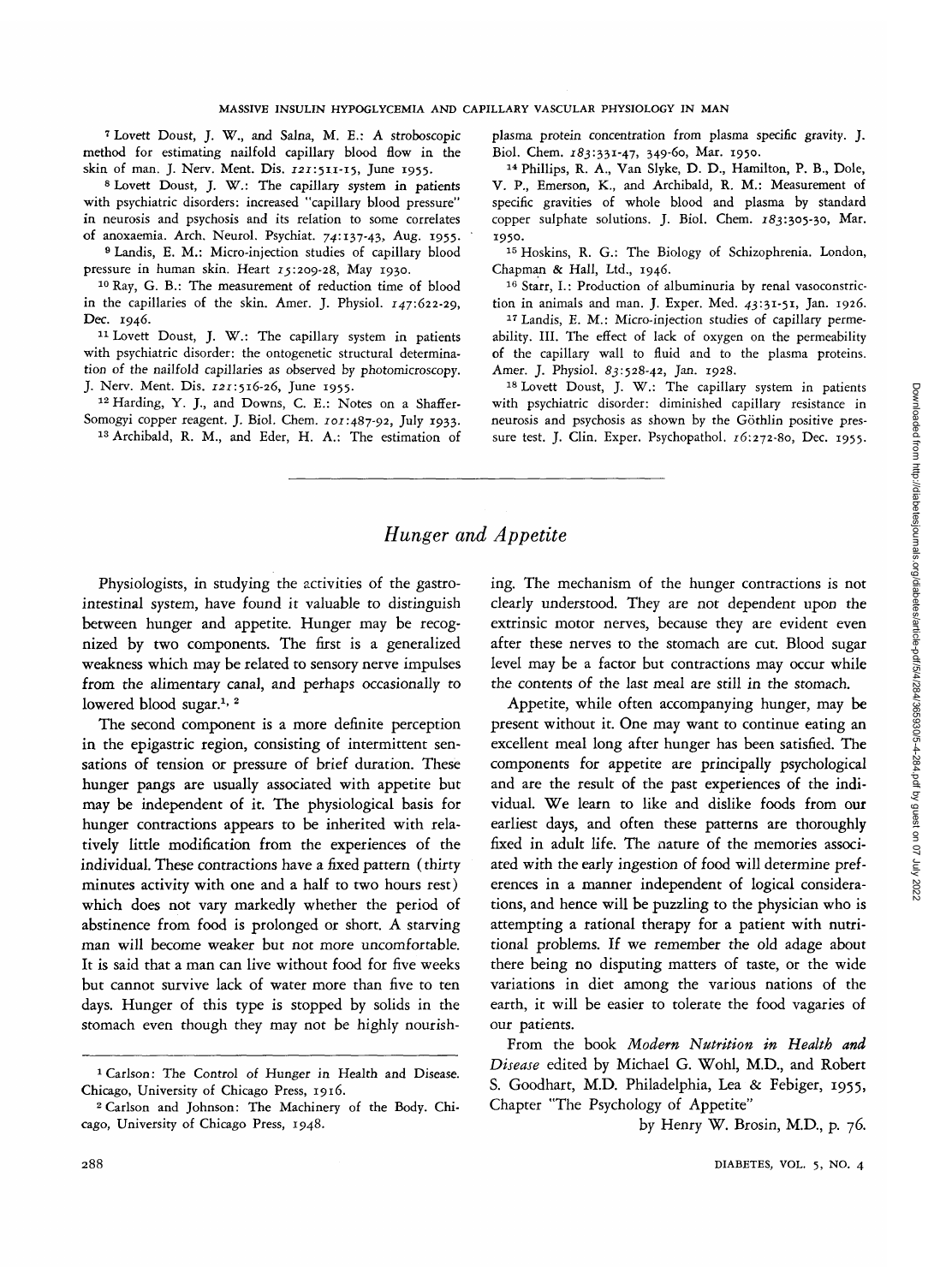[7] Lovett Doust, J. W., and Salna, M. E.: A stroboscopic method for estimating nailfold capillary blood flow in the skin of man. J. Nerv. Ment. Dis. *121*:511-15, June 1955.

[8] Lovett Doust, J. W.: The capillary system in patients with psychiatric disorders: increased "capillary blood pressure" in neurosis and psychosis and its relation to some correlates of anoxaemia. Arch. Neurol. Psychiat. *74*:137-43, Aug. 1955.

[9] Landis, E. M.: Micro-injection studies of capillary blood pressure in human skin. Heart *15*:209-28, May 1930.

[10] Ray, G. B.: The measurement of reduction time of blood in the capillaries of the skin. Amer. J. Physiol. *147*:622-29, Dec. 1946.

[11] Lovett Doust, J. W.: The capillary system in patients with psychiatric disorder: the ontogenetic structural determination of the nailfold capillaries as observed by photomicroscopy. J. Nerv. Ment. Dis. *121*:516-26, June 1955.

[12] Harding, Y. J., and Downs, C. E.: Notes on a Shaffer-Somogyi copper reagent. J. Biol. Chem. *101*:487-92, July 1933.

[13] Archibald, R. M., and Eder, H. A.: The estimation of plasma protein concentration from plasma specific gravity. J. Biol. Chem. *183*:331-47, 349-60, Mar. 1950.

[14] Phillips, R. A., Van Slyke, D. D., Hamilton, P. B., Dole, V. P., Emerson, K., and Archibald, R. M.: Measurement of specific gravities of whole blood and plasma by standard copper sulphate solutions. J. Biol. Chem. *183*:305-30, Mar. 1950.

[15] Hoskins, R. G.: The Biology of Schizophrenia. London, Chapman & Hall, Ltd., 1946.

[16] Starr, I.: Production of albuminuria by renal vasoconstriction in animals and man. J. Exper. Med. *43*:31-51, Jan. 1926.

[17] Landis, E. M.: Micro-injection studies of capillary permeability. III. The effect of lack of oxygen on the permeability of the capillary wall to fluid and to the plasma proteins. Amer. J. Physiol. *83*:528-42, Jan. 1928.

[18] Lovett Doust, J. W.: The capillary system in patients with psychiatric disorder: diminished capillary resistance in neurosis and psychosis as shown by the Göthlin positive pressure test. J. Clin. Exper. Psychopathol. *16*:272-80, Dec. 1955.

# *Hunger and Appetite*

Physiologists, in studying the activities of the gastrointestinal system, have found it valuable to distinguish between hunger and appetite. Hunger may be recognized by two components. The first is a generalized weakness which may be related to sensory nerve impulses from the alimentary canal, and perhaps occasionally to lowered blood sugar.[1, 2]

The second component is a more definite perception in the epigastric region, consisting of intermittent sensations of tension or pressure of brief duration. These hunger pangs are usually associated with appetite but may be independent of it. The physiological basis for hunger contractions appears to be inherited with relatively little modification from the experiences of the individual. These contractions have a fixed pattern (thirty minutes activity with one and a half to two hours rest) which does not vary markedly whether the period of abstinence from food is prolonged or short. A starving man will become weaker but not more uncomfortable. It is said that a man can live without food for five weeks but cannot survive lack of water more than five to ten days. Hunger of this type is stopped by solids in the stomach even though they may not be highly nourishing. The mechanism of the hunger contractions is not clearly understood. They are not dependent upon the extrinsic motor nerves, because they are evident even after these nerves to the stomach are cut. Blood sugar level may be a factor but contractions may occur while the contents of the last meal are still in the stomach.

Appetite, while often accompanying hunger, may be present without it. One may want to continue eating an excellent meal long after hunger has been satisfied. The components for appetite are principally psychological and are the result of the past experiences of the individual. We learn to like and dislike foods from our earliest days, and often these patterns are thoroughly fixed in adult life. The nature of the memories associated with the early ingestion of food will determine preferences in a manner independent of logical considerations, and hence will be puzzling to the physician who is attempting a rational therapy for a patient with nutritional problems. If we remember the old adage about there being no disputing matters of taste, or the wide variations in diet among the various nations of the earth, it will be easier to tolerate the food vagaries of our patients.

From the book *Modern Nutrition in Health and Disease* edited by Michael G. Wohl, M.D., and Robert S. Goodhart, M.D. Philadelphia, Lea & Febiger, 1955, Chapter "The Psychology of Appetite"

by Henry W. Brosin, M.D., p. 76.

---

[1] Carlson: The Control of Hunger in Health and Disease. Chicago, University of Chicago Press, 1916.

[2] Carlson and Johnson: The Machinery of the Body. Chicago, University of Chicago Press, 1948.